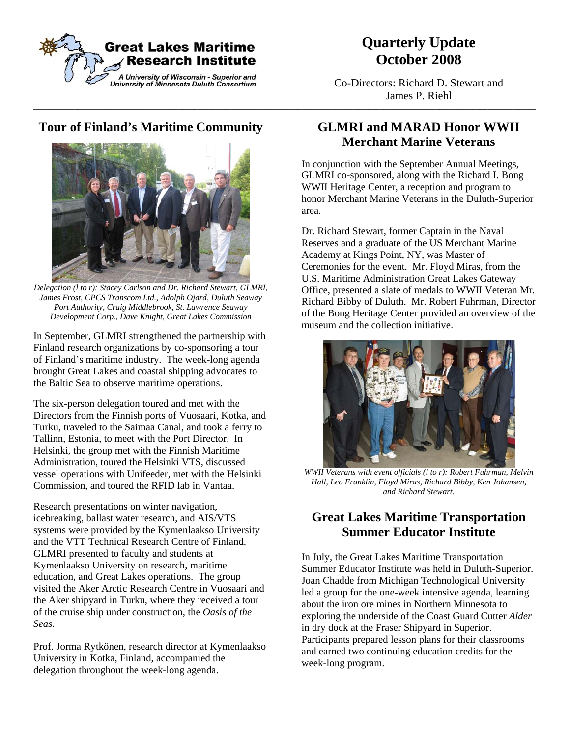**Great Lakes Maritime Research Institute**

*A University of Wisconsin - Superior and University of Minnesota Duluth Consortium*

# Quarterly Update October 2008

Co-Directors: Richard D. Stewart and James P. Riehl

## Tour of Finland's Maritime Community

*Delegation (l to r): Stacey Carlson and Dr. Richard Stewart, GLMRI, James Frost, CPCS Transcom Ltd., Adolph Ojard, Duluth Seaway Port Authority, Craig Middlebrook, St. Lawrence Seaway Development Corp., Dave Knight, Great Lakes Commission*

In September, GLMRI strengthened the partnership with Finland research organizations by co-sponsoring a tour of Finland's maritime industry. The week-long agenda brought Great Lakes and coastal shipping advocates to the Baltic Sea to observe maritime operations.

The six-person delegation toured and met with the Directors from the Finnish ports of Vuosaari, Kotka, and Turku, traveled to the Saimaa Canal, and took a ferry to Tallinn, Estonia, to meet with the Port Director. In Helsinki, the group met with the Finnish Maritime Administration, toured the Helsinki VTS, discussed vessel operations with Unifeeder, met with the Helsinki Commission, and toured the RFID lab in Vantaa.

Research presentations on winter navigation, icebreaking, ballast water research, and AIS/VTS systems were provided by the Kymenlaakso University and the VTT Technical Research Centre of Finland. GLMRI presented to faculty and students at Kymenlaakso University on research, maritime education, and Great Lakes operations. The group visited the Aker Arctic Research Centre in Vuosaari and the Aker shipyard in Turku, where they received a tour of the cruise ship under construction, the *Oasis of the Seas*.

Prof. Jorma Rytkönen, research director at Kymenlaakso University in Kotka, Finland, accompanied the delegation throughout the week-long agenda.

## GLMRI and MARAD Honor WWII Merchant Marine Veterans

In conjunction with the September Annual Meetings, GLMRI co-sponsored, along with the Richard I. Bong WWII Heritage Center, a reception and program to honor Merchant Marine Veterans in the Duluth-Superior area.

Dr. Richard Stewart, former Captain in the Naval Reserves and a graduate of the US Merchant Marine Academy at Kings Point, NY, was Master of Ceremonies for the event. Mr. Floyd Miras, from the U.S. Maritime Administration Great Lakes Gateway Office, presented a slate of medals to WWII Veteran Mr. Richard Bibby of Duluth. Mr. Robert Fuhrman, Director of the Bong Heritage Center provided an overview of the museum and the collection initiative.

*WWII Veterans with event officials (l to r): Robert Fuhrman, Melvin Hall, Leo Franklin, Floyd Miras, Richard Bibby, Ken Johansen, and Richard Stewart.*

## Great Lakes Maritime Transportation Summer Educator Institute

In July, the Great Lakes Maritime Transportation Summer Educator Institute was held in Duluth-Superior. Joan Chadde from Michigan Technological University led a group for the one-week intensive agenda, learning about the iron ore mines in Northern Minnesota to exploring the underside of the Coast Guard Cutter *Alder* in dry dock at the Fraser Shipyard in Superior. Participants prepared lesson plans for their classrooms and earned two continuing education credits for the week-long program.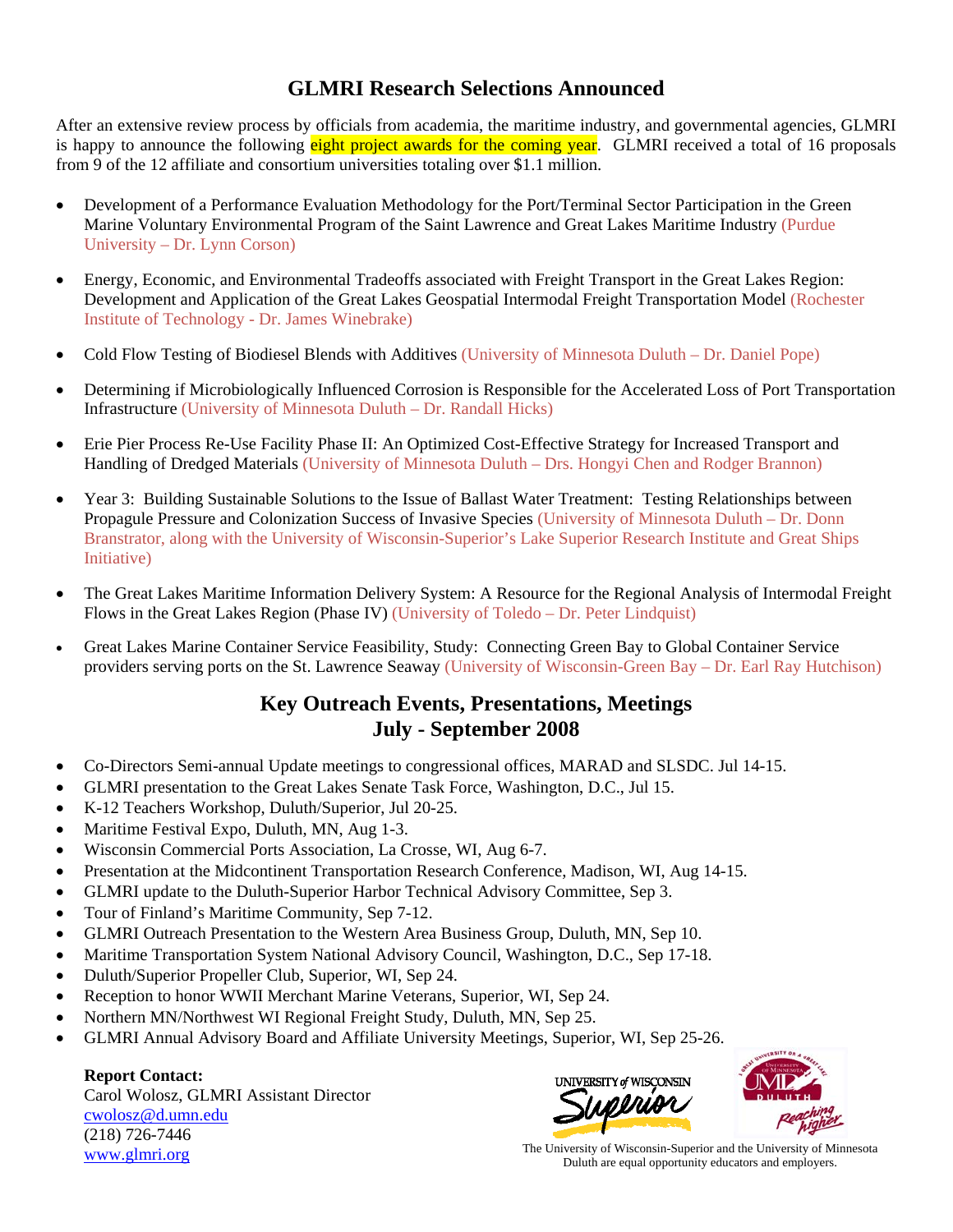## GLMRI Research Selections Announced

After an extensive review process by officials from academia, the maritime industry, and governmental agencies, GLMRI is happy to announce the following eight project awards for the coming year. GLMRI received a total of 16 proposals from 9 of the 12 affiliate and consortium universities totaling over $1.1 million.

- Development of a Performance Evaluation Methodology for the Port/Terminal Sector Participation in the Green Marine Voluntary Environmental Program of the Saint Lawrence and Great Lakes Maritime Industry (Purdue University – Dr. Lynn Corson)
- Energy, Economic, and Environmental Tradeoffs associated with Freight Transport in the Great Lakes Region: Development and Application of the Great Lakes Geospatial Intermodal Freight Transportation Model (Rochester Institute of Technology - Dr. James Winebrake)
- Cold Flow Testing of Biodiesel Blends with Additives (University of Minnesota Duluth – Dr. Daniel Pope)
- Determining if Microbiologically Influenced Corrosion is Responsible for the Accelerated Loss of Port Transportation Infrastructure (University of Minnesota Duluth – Dr. Randall Hicks)
- Erie Pier Process Re-Use Facility Phase II: An Optimized Cost-Effective Strategy for Increased Transport and Handling of Dredged Materials (University of Minnesota Duluth – Drs. Hongyi Chen and Rodger Brannon)
- Year 3: Building Sustainable Solutions to the Issue of Ballast Water Treatment: Testing Relationships between Propagule Pressure and Colonization Success of Invasive Species (University of Minnesota Duluth – Dr. Donn Branstrator, along with the University of Wisconsin-Superior's Lake Superior Research Institute and Great Ships Initiative)
- The Great Lakes Maritime Information Delivery System: A Resource for the Regional Analysis of Intermodal Freight Flows in the Great Lakes Region (Phase IV) (University of Toledo – Dr. Peter Lindquist)
- Great Lakes Marine Container Service Feasibility, Study: Connecting Green Bay to Global Container Service providers serving ports on the St. Lawrence Seaway (University of Wisconsin-Green Bay – Dr. Earl Ray Hutchison)

## Key Outreach Events, Presentations, Meetings
## July - September 2008

- Co-Directors Semi-annual Update meetings to congressional offices, MARAD and SLSDC. Jul 14-15.
- GLMRI presentation to the Great Lakes Senate Task Force, Washington, D.C., Jul 15.
- K-12 Teachers Workshop, Duluth/Superior, Jul 20-25.
- Maritime Festival Expo, Duluth, MN, Aug 1-3.
- Wisconsin Commercial Ports Association, La Crosse, WI, Aug 6-7.
- Presentation at the Midcontinent Transportation Research Conference, Madison, WI, Aug 14-15.
- GLMRI update to the Duluth-Superior Harbor Technical Advisory Committee, Sep 3.
- Tour of Finland's Maritime Community, Sep 7-12.
- GLMRI Outreach Presentation to the Western Area Business Group, Duluth, MN, Sep 10.
- Maritime Transportation System National Advisory Council, Washington, D.C., Sep 17-18.
- Duluth/Superior Propeller Club, Superior, WI, Sep 24.
- Reception to honor WWII Merchant Marine Veterans, Superior, WI, Sep 24.
- Northern MN/Northwest WI Regional Freight Study, Duluth, MN, Sep 25.
- GLMRI Annual Advisory Board and Affiliate University Meetings, Superior, WI, Sep 25-26.

**Report Contact:**
Carol Wolosz, GLMRI Assistant Director
cwolosz@d.umn.edu
(218) 726-7446
www.glmri.org

The University of Wisconsin-Superior and the University of Minnesota Duluth are equal opportunity educators and employers.